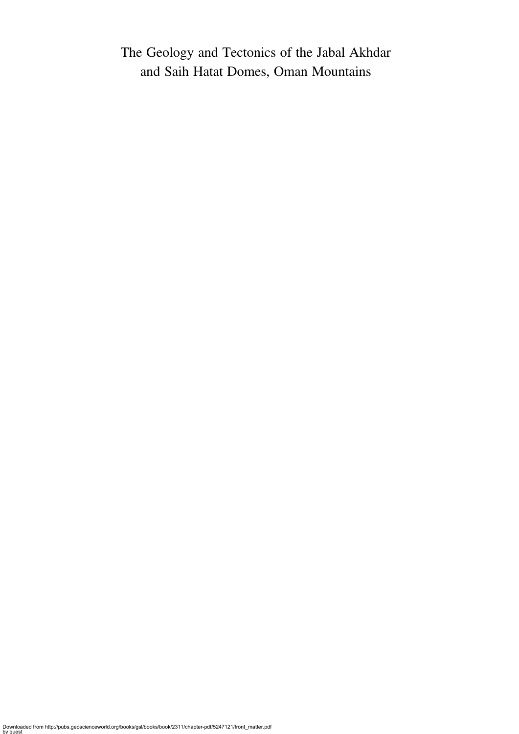# The Geology and Tectonics of the Jabal Akhdar and Saih Hatat Domes, Oman Mountains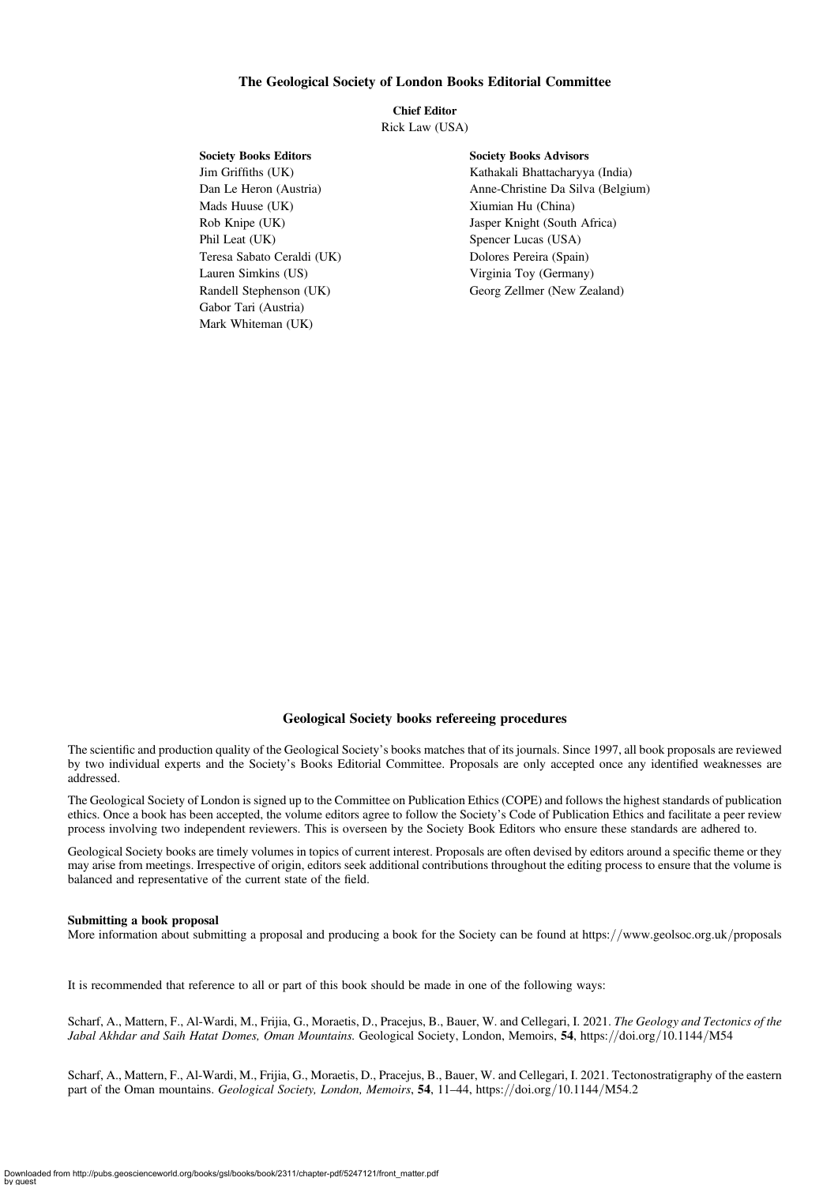## The Geological Society of London Books Editorial Committee

**Chief Editor**

Rick Law (USA)

**Society Books Editors**

Jim Griffiths (UK)
Dan Le Heron (Austria)
Mads Huuse (UK)
Rob Knipe (UK)
Phil Leat (UK)
Teresa Sabato Ceraldi (UK)
Lauren Simkins (US)
Randell Stephenson (UK)
Gabor Tari (Austria)
Mark Whiteman (UK)

**Society Books Advisors**

Kathakali Bhattacharyya (India)
Anne-Christine Da Silva (Belgium)
Xiumian Hu (China)
Jasper Knight (South Africa)
Spencer Lucas (USA)
Dolores Pereira (Spain)
Virginia Toy (Germany)
Georg Zellmer (New Zealand)

## Geological Society books refereeing procedures

The scientific and production quality of the Geological Society's books matches that of its journals. Since 1997, all book proposals are reviewed by two individual experts and the Society's Books Editorial Committee. Proposals are only accepted once any identified weaknesses are addressed.

The Geological Society of London is signed up to the Committee on Publication Ethics (COPE) and follows the highest standards of publication ethics. Once a book has been accepted, the volume editors agree to follow the Society's Code of Publication Ethics and facilitate a peer review process involving two independent reviewers. This is overseen by the Society Book Editors who ensure these standards are adhered to.

Geological Society books are timely volumes in topics of current interest. Proposals are often devised by editors around a specific theme or they may arise from meetings. Irrespective of origin, editors seek additional contributions throughout the editing process to ensure that the volume is balanced and representative of the current state of the field.

**Submitting a book proposal**

More information about submitting a proposal and producing a book for the Society can be found at https://www.geolsoc.org.uk/proposals

It is recommended that reference to all or part of this book should be made in one of the following ways:

Scharf, A., Mattern, F., Al-Wardi, M., Frijia, G., Moraetis, D., Pracejus, B., Bauer, W. and Cellegari, I. 2021. *The Geology and Tectonics of the Jabal Akhdar and Saih Hatat Domes, Oman Mountains.* Geological Society, London, Memoirs, **54**, https://doi.org/10.1144/M54

Scharf, A., Mattern, F., Al-Wardi, M., Frijia, G., Moraetis, D., Pracejus, B., Bauer, W. and Cellegari, I. 2021. Tectonostratigraphy of the eastern part of the Oman mountains. *Geological Society, London, Memoirs*, **54**, 11–44, https://doi.org/10.1144/M54.2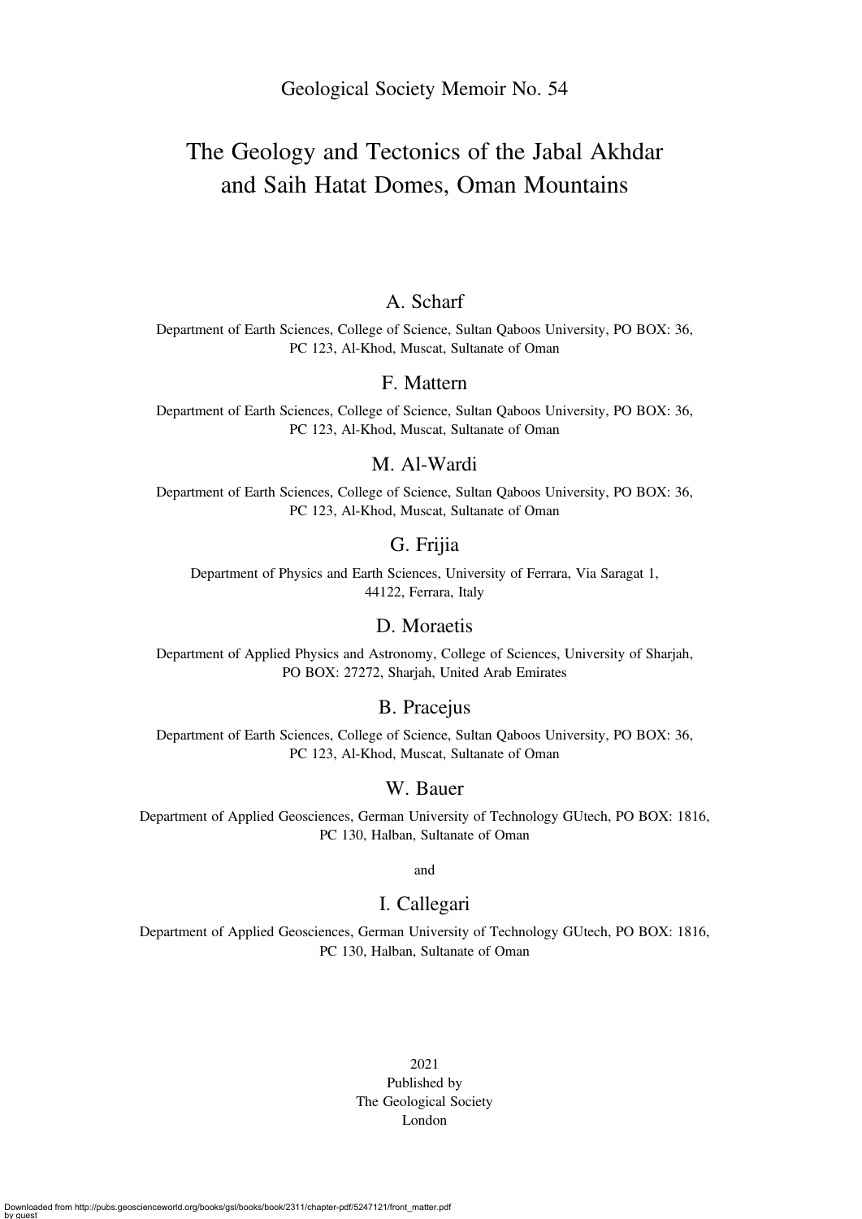Geological Society Memoir No. 54

# The Geology and Tectonics of the Jabal Akhdar and Saih Hatat Domes, Oman Mountains

A. Scharf

Department of Earth Sciences, College of Science, Sultan Qaboos University, PO BOX: 36, PC 123, Al-Khod, Muscat, Sultanate of Oman

F. Mattern

Department of Earth Sciences, College of Science, Sultan Qaboos University, PO BOX: 36, PC 123, Al-Khod, Muscat, Sultanate of Oman

M. Al-Wardi

Department of Earth Sciences, College of Science, Sultan Qaboos University, PO BOX: 36, PC 123, Al-Khod, Muscat, Sultanate of Oman

G. Frijia

Department of Physics and Earth Sciences, University of Ferrara, Via Saragat 1, 44122, Ferrara, Italy

D. Moraetis

Department of Applied Physics and Astronomy, College of Sciences, University of Sharjah, PO BOX: 27272, Sharjah, United Arab Emirates

B. Pracejus

Department of Earth Sciences, College of Science, Sultan Qaboos University, PO BOX: 36, PC 123, Al-Khod, Muscat, Sultanate of Oman

W. Bauer

Department of Applied Geosciences, German University of Technology GUtech, PO BOX: 1816, PC 130, Halban, Sultanate of Oman

and

I. Callegari

Department of Applied Geosciences, German University of Technology GUtech, PO BOX: 1816, PC 130, Halban, Sultanate of Oman

2021
Published by
The Geological Society
London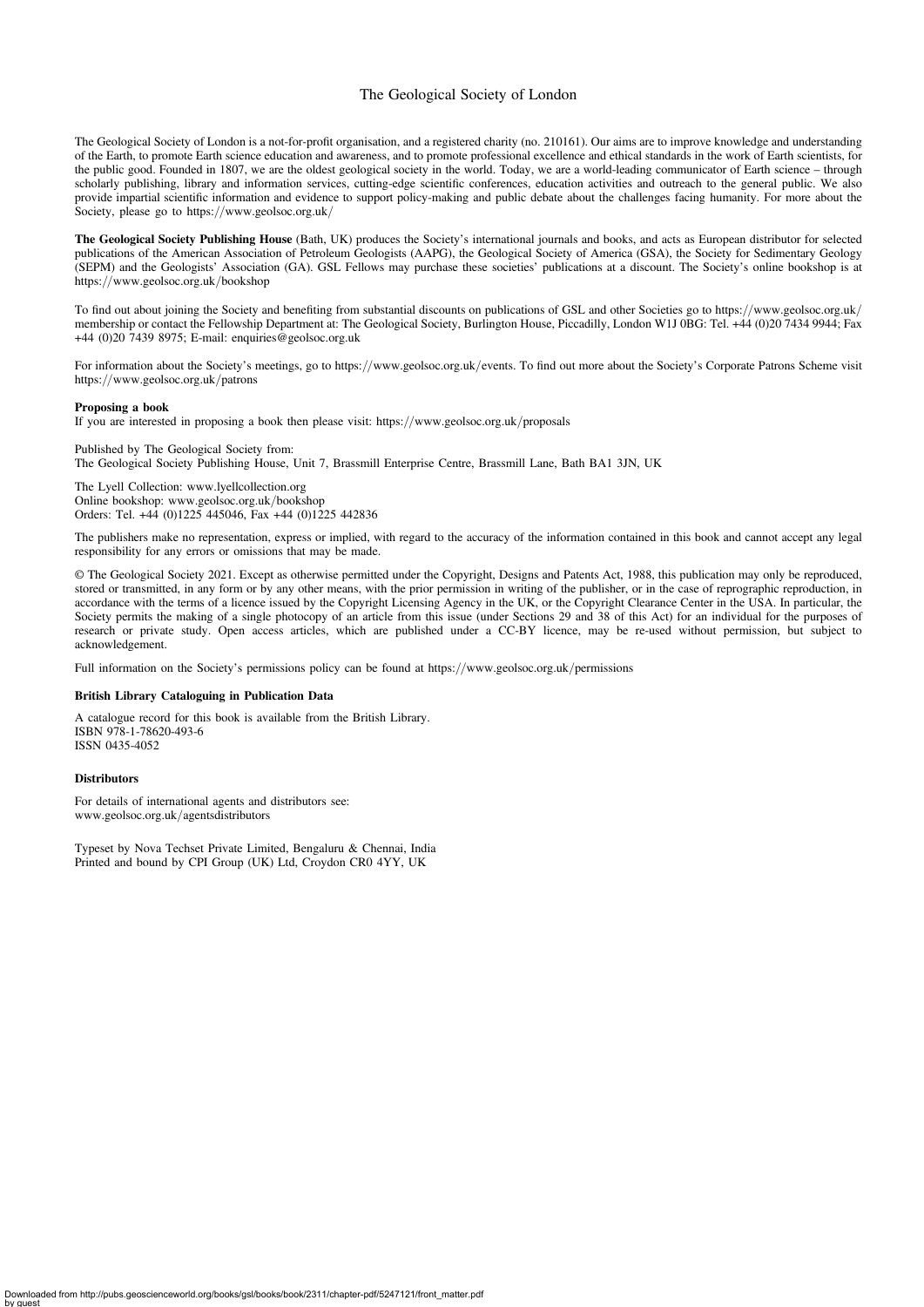# The Geological Society of London

The Geological Society of London is a not-for-profit organisation, and a registered charity (no. 210161). Our aims are to improve knowledge and understanding of the Earth, to promote Earth science education and awareness, and to promote professional excellence and ethical standards in the work of Earth scientists, for the public good. Founded in 1807, we are the oldest geological society in the world. Today, we are a world-leading communicator of Earth science – through scholarly publishing, library and information services, cutting-edge scientific conferences, education activities and outreach to the general public. We also provide impartial scientific information and evidence to support policy-making and public debate about the challenges facing humanity. For more about the Society, please go to https://www.geolsoc.org.uk/

**The Geological Society Publishing House** (Bath, UK) produces the Society's international journals and books, and acts as European distributor for selected publications of the American Association of Petroleum Geologists (AAPG), the Geological Society of America (GSA), the Society for Sedimentary Geology (SEPM) and the Geologists' Association (GA). GSL Fellows may purchase these societies' publications at a discount. The Society's online bookshop is at https://www.geolsoc.org.uk/bookshop

To find out about joining the Society and benefiting from substantial discounts on publications of GSL and other Societies go to https://www.geolsoc.org.uk/membership or contact the Fellowship Department at: The Geological Society, Burlington House, Piccadilly, London W1J 0BG: Tel. +44 (0)20 7434 9944; Fax +44 (0)20 7439 8975; E-mail: enquiries@geolsoc.org.uk

For information about the Society's meetings, go to https://www.geolsoc.org.uk/events. To find out more about the Society's Corporate Patrons Scheme visit https://www.geolsoc.org.uk/patrons

**Proposing a book**

If you are interested in proposing a book then please visit: https://www.geolsoc.org.uk/proposals

Published by The Geological Society from:
The Geological Society Publishing House, Unit 7, Brassmill Enterprise Centre, Brassmill Lane, Bath BA1 3JN, UK

The Lyell Collection: www.lyellcollection.org
Online bookshop: www.geolsoc.org.uk/bookshop
Orders: Tel. +44 (0)1225 445046, Fax +44 (0)1225 442836

The publishers make no representation, express or implied, with regard to the accuracy of the information contained in this book and cannot accept any legal responsibility for any errors or omissions that may be made.

© The Geological Society 2021. Except as otherwise permitted under the Copyright, Designs and Patents Act, 1988, this publication may only be reproduced, stored or transmitted, in any form or by any other means, with the prior permission in writing of the publisher, or in the case of reprographic reproduction, in accordance with the terms of a licence issued by the Copyright Licensing Agency in the UK, or the Copyright Clearance Center in the USA. In particular, the Society permits the making of a single photocopy of an article from this issue (under Sections 29 and 38 of this Act) for an individual for the purposes of research or private study. Open access articles, which are published under a CC-BY licence, may be re-used without permission, but subject to acknowledgement.

Full information on the Society's permissions policy can be found at https://www.geolsoc.org.uk/permissions

**British Library Cataloguing in Publication Data**

A catalogue record for this book is available from the British Library.
ISBN 978-1-78620-493-6
ISSN 0435-4052

**Distributors**

For details of international agents and distributors see:
www.geolsoc.org.uk/agentsdistributors

Typeset by Nova Techset Private Limited, Bengaluru & Chennai, India
Printed and bound by CPI Group (UK) Ltd, Croydon CR0 4YY, UK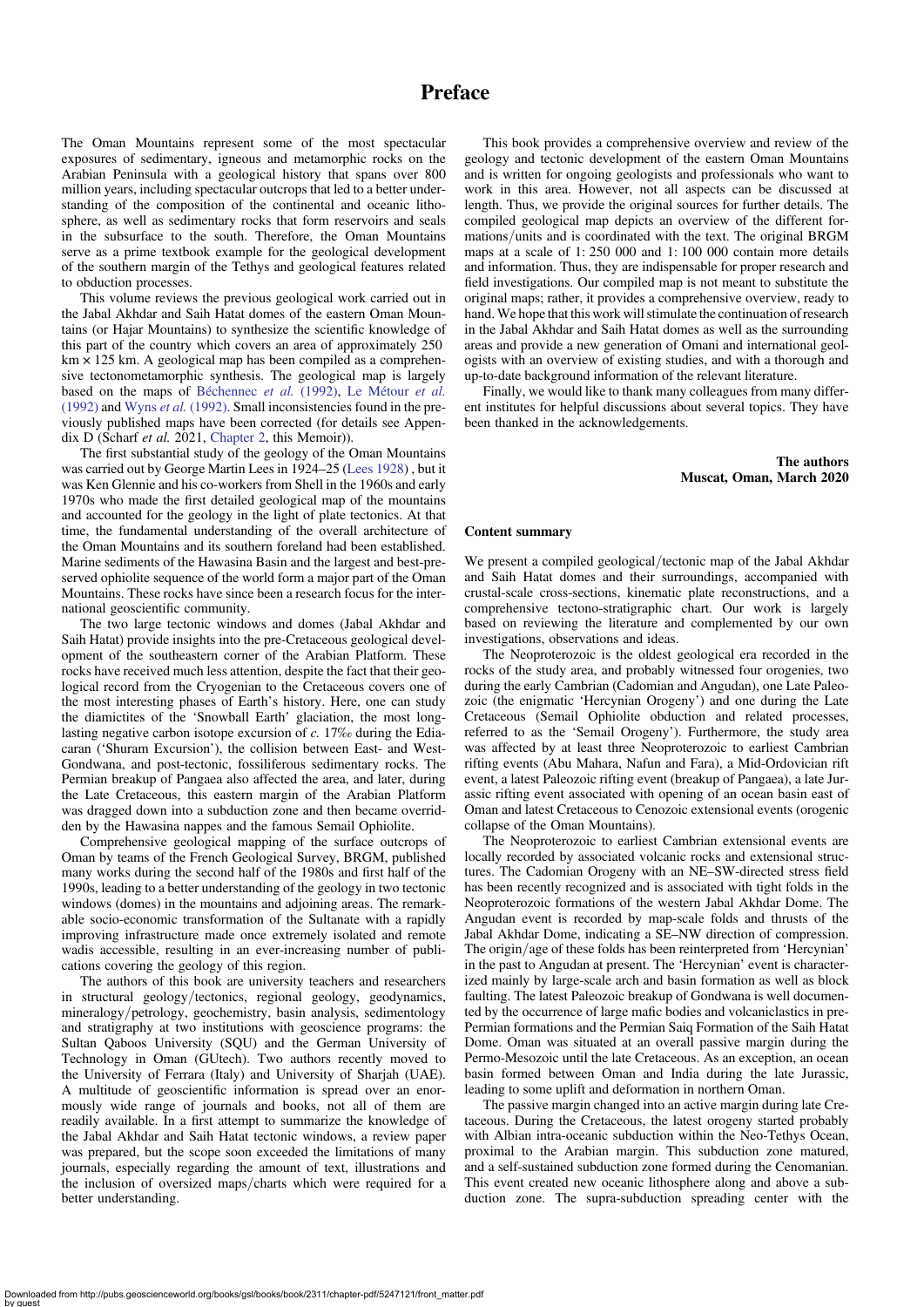# Preface

The Oman Mountains represent some of the most spectacular exposures of sedimentary, igneous and metamorphic rocks on the Arabian Peninsula with a geological history that spans over 800 million years, including spectacular outcrops that led to a better understanding of the composition of the continental and oceanic lithosphere, as well as sedimentary rocks that form reservoirs and seals in the subsurface to the south. Therefore, the Oman Mountains serve as a prime textbook example for the geological development of the southern margin of the Tethys and geological features related to obduction processes.

This volume reviews the previous geological work carried out in the Jabal Akhdar and Saih Hatat domes of the eastern Oman Mountains (or Hajar Mountains) to synthesize the scientific knowledge of this part of the country which covers an area of approximately 250 km × 125 km. A geological map has been compiled as a comprehensive tectonometamorphic synthesis. The geological map is largely based on the maps of Béchennec *et al.* (1992), Le Métour *et al.* (1992) and Wyns *et al.* (1992). Small inconsistencies found in the previously published maps have been corrected (for details see Appendix D (Scharf *et al.* 2021, Chapter 2, this Memoir)).

The first substantial study of the geology of the Oman Mountains was carried out by George Martin Lees in 1924–25 (Lees 1928) , but it was Ken Glennie and his co-workers from Shell in the 1960s and early 1970s who made the first detailed geological map of the mountains and accounted for the geology in the light of plate tectonics. At that time, the fundamental understanding of the overall architecture of the Oman Mountains and its southern foreland had been established. Marine sediments of the Hawasina Basin and the largest and best-preserved ophiolite sequence of the world form a major part of the Oman Mountains. These rocks have since been a research focus for the international geoscientific community.

The two large tectonic windows and domes (Jabal Akhdar and Saih Hatat) provide insights into the pre-Cretaceous geological development of the southeastern corner of the Arabian Platform. These rocks have received much less attention, despite the fact that their geological record from the Cryogenian to the Cretaceous covers one of the most interesting phases of Earth's history. Here, one can study the diamictites of the 'Snowball Earth' glaciation, the most long-lasting negative carbon isotope excursion of *c.* 17‰ during the Ediacaran ('Shuram Excursion'), the collision between East- and West-Gondwana, and post-tectonic, fossiliferous sedimentary rocks. The Permian breakup of Pangaea also affected the area, and later, during the Late Cretaceous, this eastern margin of the Arabian Platform was dragged down into a subduction zone and then became overridden by the Hawasina nappes and the famous Semail Ophiolite.

Comprehensive geological mapping of the surface outcrops of Oman by teams of the French Geological Survey, BRGM, published many works during the second half of the 1980s and first half of the 1990s, leading to a better understanding of the geology in two tectonic windows (domes) in the mountains and adjoining areas. The remarkable socio-economic transformation of the Sultanate with a rapidly improving infrastructure made once extremely isolated and remote wadis accessible, resulting in an ever-increasing number of publications covering the geology of this region.

The authors of this book are university teachers and researchers in structural geology/tectonics, regional geology, geodynamics, mineralogy/petrology, geochemistry, basin analysis, sedimentology and stratigraphy at two institutions with geoscience programs: the Sultan Qaboos University (SQU) and the German University of Technology in Oman (GUtech). Two authors recently moved to the University of Ferrara (Italy) and University of Sharjah (UAE). A multitude of geoscientific information is spread over an enormously wide range of journals and books, not all of them are readily available. In a first attempt to summarize the knowledge of the Jabal Akhdar and Saih Hatat tectonic windows, a review paper was prepared, but the scope soon exceeded the limitations of many journals, especially regarding the amount of text, illustrations and the inclusion of oversized maps/charts which were required for a better understanding.

This book provides a comprehensive overview and review of the geology and tectonic development of the eastern Oman Mountains and is written for ongoing geologists and professionals who want to work in this area. However, not all aspects can be discussed at length. Thus, we provide the original sources for further details. The compiled geological map depicts an overview of the different formations/units and is coordinated with the text. The original BRGM maps at a scale of 1: 250 000 and 1: 100 000 contain more details and information. Thus, they are indispensable for proper research and field investigations. Our compiled map is not meant to substitute the original maps; rather, it provides a comprehensive overview, ready to hand. We hope that this work will stimulate the continuation of research in the Jabal Akhdar and Saih Hatat domes as well as the surrounding areas and provide a new generation of Omani and international geologists with an overview of existing studies, and with a thorough and up-to-date background information of the relevant literature.

Finally, we would like to thank many colleagues from many different institutes for helpful discussions about several topics. They have been thanked in the acknowledgements.

**The authors**
**Muscat, Oman, March 2020**

### Content summary

We present a compiled geological/tectonic map of the Jabal Akhdar and Saih Hatat domes and their surroundings, accompanied with crustal-scale cross-sections, kinematic plate reconstructions, and a comprehensive tectono-stratigraphic chart. Our work is largely based on reviewing the literature and complemented by our own investigations, observations and ideas.

The Neoproterozoic is the oldest geological era recorded in the rocks of the study area, and probably witnessed four orogenies, two during the early Cambrian (Cadomian and Angudan), one Late Paleozoic (the enigmatic 'Hercynian Orogeny') and one during the Late Cretaceous (Semail Ophiolite obduction and related processes, referred to as the 'Semail Orogeny'). Furthermore, the study area was affected by at least three Neoproterozoic to earliest Cambrian rifting events (Abu Mahara, Nafun and Fara), a Mid-Ordovician rift event, a latest Paleozoic rifting event (breakup of Pangaea), a late Jurassic rifting event associated with opening of an ocean basin east of Oman and latest Cretaceous to Cenozoic extensional events (orogenic collapse of the Oman Mountains).

The Neoproterozoic to earliest Cambrian extensional events are locally recorded by associated volcanic rocks and extensional structures. The Cadomian Orogeny with an NE–SW-directed stress field has been recently recognized and is associated with tight folds in the Neoproterozoic formations of the western Jabal Akhdar Dome. The Angudan event is recorded by map-scale folds and thrusts of the Jabal Akhdar Dome, indicating a SE–NW direction of compression. The origin/age of these folds has been reinterpreted from 'Hercynian' in the past to Angudan at present. The 'Hercynian' event is characterized mainly by large-scale arch and basin formation as well as block faulting. The latest Paleozoic breakup of Gondwana is well documented by the occurrence of large mafic bodies and volcaniclastics in pre-Permian formations and the Permian Saiq Formation of the Saih Hatat Dome. Oman was situated at an overall passive margin during the Permo-Mesozoic until the late Cretaceous. As an exception, an ocean basin formed between Oman and India during the late Jurassic, leading to some uplift and deformation in northern Oman.

The passive margin changed into an active margin during late Cretaceous. During the Cretaceous, the latest orogeny started probably with Albian intra-oceanic subduction within the Neo-Tethys Ocean, proximal to the Arabian margin. This subduction zone matured, and a self-sustained subduction zone formed during the Cenomanian. This event created new oceanic lithosphere along and above a subduction zone. The supra-subduction spreading center with the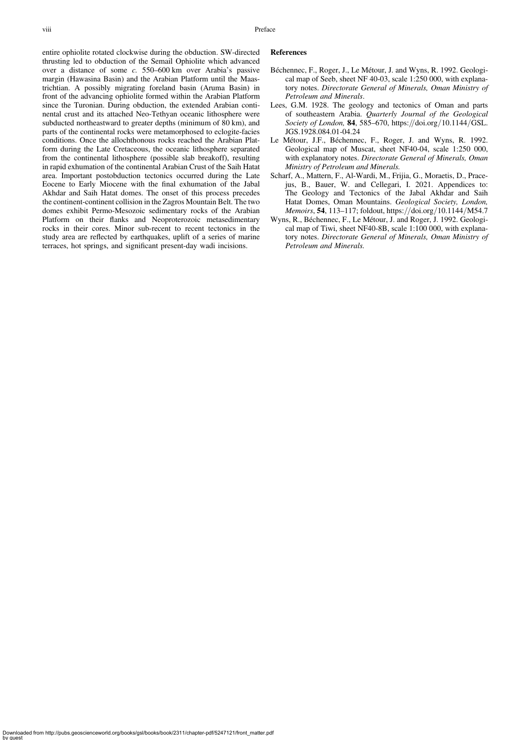entire ophiolite rotated clockwise during the obduction. SW-directed thrusting led to obduction of the Semail Ophiolite which advanced over a distance of some *c.* 550–600 km over Arabia's passive margin (Hawasina Basin) and the Arabian Platform until the Maastrichtian. A possibly migrating foreland basin (Aruma Basin) in front of the advancing ophiolite formed within the Arabian Platform since the Turonian. During obduction, the extended Arabian continental crust and its attached Neo-Tethyan oceanic lithosphere were subducted northeastward to greater depths (minimum of 80 km), and parts of the continental rocks were metamorphosed to eclogite-facies conditions. Once the allochthonous rocks reached the Arabian Platform during the Late Cretaceous, the oceanic lithosphere separated from the continental lithosphere (possible slab breakoff), resulting in rapid exhumation of the continental Arabian Crust of the Saih Hatat area. Important postobduction tectonics occurred during the Late Eocene to Early Miocene with the final exhumation of the Jabal Akhdar and Saih Hatat domes. The onset of this process precedes the continent-continent collision in the Zagros Mountain Belt. The two domes exhibit Permo-Mesozoic sedimentary rocks of the Arabian Platform on their flanks and Neoproterozoic metasedimentary rocks in their cores. Minor sub-recent to recent tectonics in the study area are reflected by earthquakes, uplift of a series of marine terraces, hot springs, and significant present-day wadi incisions.

## References

Béchennec, F., Roger, J., Le Métour, J. and Wyns, R. 1992. Geological map of Seeb, sheet NF 40-03, scale 1:250 000, with explanatory notes. *Directorate General of Minerals, Oman Ministry of Petroleum and Minerals*.

Lees, G.M. 1928. The geology and tectonics of Oman and parts of southeastern Arabia. *Quarterly Journal of the Geological Society of London,* **84**, 585–670, https://doi.org/10.1144/GSL.JGS.1928.084.01-04.24

Le Métour, J.F., Béchennec, F., Roger, J. and Wyns, R. 1992. Geological map of Muscat, sheet NF40-04, scale 1:250 000, with explanatory notes. *Directorate General of Minerals, Oman Ministry of Petroleum and Minerals.*

Scharf, A., Mattern, F., Al-Wardi, M., Frijia, G., Moraetis, D., Pracejus, B., Bauer, W. and Cellegari, I. 2021. Appendices to: The Geology and Tectonics of the Jabal Akhdar and Saih Hatat Domes, Oman Mountains. *Geological Society, London, Memoirs*, **54**, 113–117; foldout, https://doi.org/10.1144/M54.7

Wyns, R., Béchennec, F., Le Métour, J. and Roger, J. 1992. Geological map of Tiwi, sheet NF40-8B, scale 1:100 000, with explanatory notes. *Directorate General of Minerals, Oman Ministry of Petroleum and Minerals.*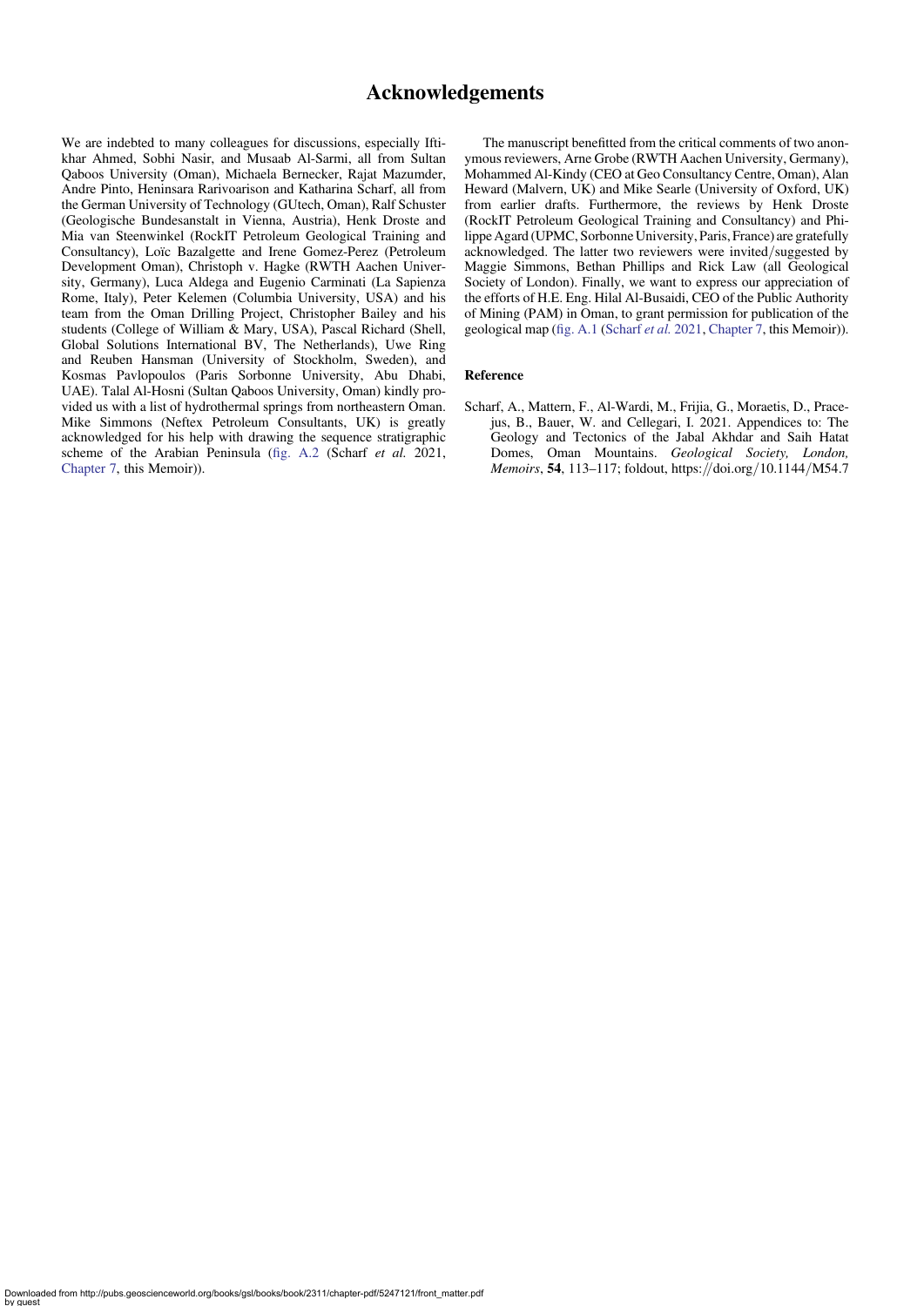# Acknowledgements

We are indebted to many colleagues for discussions, especially Iftikhar Ahmed, Sobhi Nasir, and Musaab Al-Sarmi, all from Sultan Qaboos University (Oman), Michaela Bernecker, Rajat Mazumder, Andre Pinto, Heninsara Rarivoarison and Katharina Scharf, all from the German University of Technology (GUtech, Oman), Ralf Schuster (Geologische Bundesanstalt in Vienna, Austria), Henk Droste and Mia van Steenwinkel (RockIT Petroleum Geological Training and Consultancy), Loïc Bazalgette and Irene Gomez-Perez (Petroleum Development Oman), Christoph v. Hagke (RWTH Aachen University, Germany), Luca Aldega and Eugenio Carminati (La Sapienza Rome, Italy), Peter Kelemen (Columbia University, USA) and his team from the Oman Drilling Project, Christopher Bailey and his students (College of William & Mary, USA), Pascal Richard (Shell, Global Solutions International BV, The Netherlands), Uwe Ring and Reuben Hansman (University of Stockholm, Sweden), and Kosmas Pavlopoulos (Paris Sorbonne University, Abu Dhabi, UAE). Talal Al-Hosni (Sultan Qaboos University, Oman) kindly provided us with a list of hydrothermal springs from northeastern Oman. Mike Simmons (Neftex Petroleum Consultants, UK) is greatly acknowledged for his help with drawing the sequence stratigraphic scheme of the Arabian Peninsula (fig. A.2 (Scharf *et al.* 2021, Chapter 7, this Memoir)).

The manuscript benefitted from the critical comments of two anonymous reviewers, Arne Grobe (RWTH Aachen University, Germany), Mohammed Al-Kindy (CEO at Geo Consultancy Centre, Oman), Alan Heward (Malvern, UK) and Mike Searle (University of Oxford, UK) from earlier drafts. Furthermore, the reviews by Henk Droste (RockIT Petroleum Geological Training and Consultancy) and Philippe Agard (UPMC, Sorbonne University, Paris, France) are gratefully acknowledged. The latter two reviewers were invited/suggested by Maggie Simmons, Bethan Phillips and Rick Law (all Geological Society of London). Finally, we want to express our appreciation of the efforts of H.E. Eng. Hilal Al-Busaidi, CEO of the Public Authority of Mining (PAM) in Oman, to grant permission for publication of the geological map (fig. A.1 (Scharf *et al.* 2021, Chapter 7, this Memoir)).

## Reference

Scharf, A., Mattern, F., Al-Wardi, M., Frijia, G., Moraetis, D., Pracejus, B., Bauer, W. and Cellegari, I. 2021. Appendices to: The Geology and Tectonics of the Jabal Akhdar and Saih Hatat Domes, Oman Mountains. *Geological Society, London, Memoirs*, **54**, 113–117; foldout, https://doi.org/10.1144/M54.7